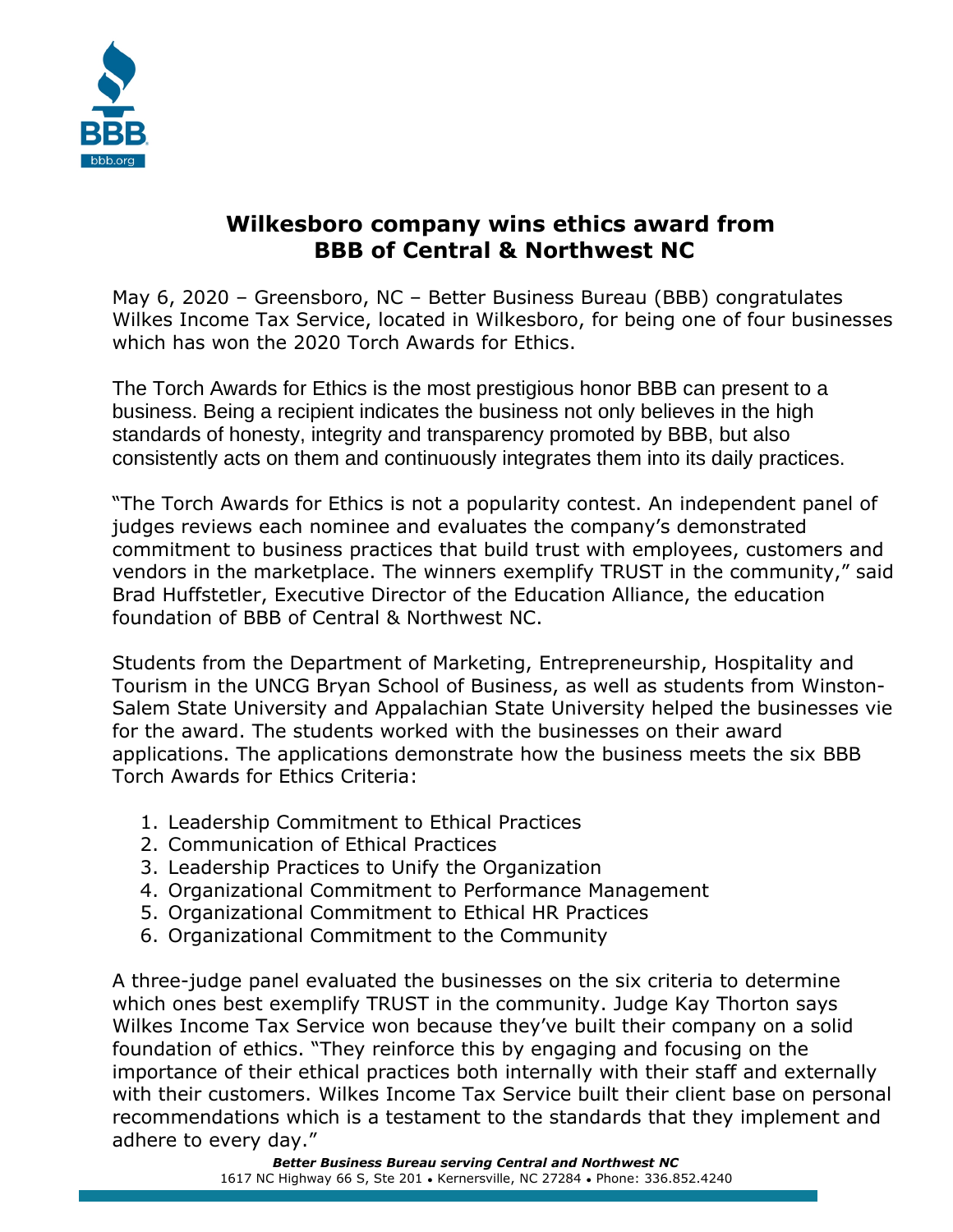# Wilkesboro company wins ethics award from BBB of Central & Northwest NC

May 6, 2020 – Greensboro, NC – Better Business Bureau (BBB) congratulates Wilkes Income Tax Service, located in Wilkesboro, for being one of four businesses which has won the 2020 Torch Awards for Ethics.

The Torch Awards for Ethics is the most prestigious honor BBB can present to a business. Being a recipient indicates the business not only believes in the high standards of honesty, integrity and transparency promoted by BBB, but also consistently acts on them and continuously integrates them into its daily practices.

"The Torch Awards for Ethics is not a popularity contest. An independent panel of judges reviews each nominee and evaluates the company's demonstrated commitment to business practices that build trust with employees, customers and vendors in the marketplace. The winners exemplify TRUST in the community," said Brad Huffstetler, Executive Director of the Education Alliance, the education foundation of BBB of Central & Northwest NC.

Students from the Department of Marketing, Entrepreneurship, Hospitality and Tourism in the UNCG Bryan School of Business, as well as students from Winston-Salem State University and Appalachian State University helped the businesses vie for the award. The students worked with the businesses on their award applications. The applications demonstrate how the business meets the six BBB Torch Awards for Ethics Criteria:

1. Leadership Commitment to Ethical Practices
2. Communication of Ethical Practices
3. Leadership Practices to Unify the Organization
4. Organizational Commitment to Performance Management
5. Organizational Commitment to Ethical HR Practices
6. Organizational Commitment to the Community

A three-judge panel evaluated the businesses on the six criteria to determine which ones best exemplify TRUST in the community. Judge Kay Thorton says Wilkes Income Tax Service won because they've built their company on a solid foundation of ethics. "They reinforce this by engaging and focusing on the importance of their ethical practices both internally with their staff and externally with their customers. Wilkes Income Tax Service built their client base on personal recommendations which is a testament to the standards that they implement and adhere to every day."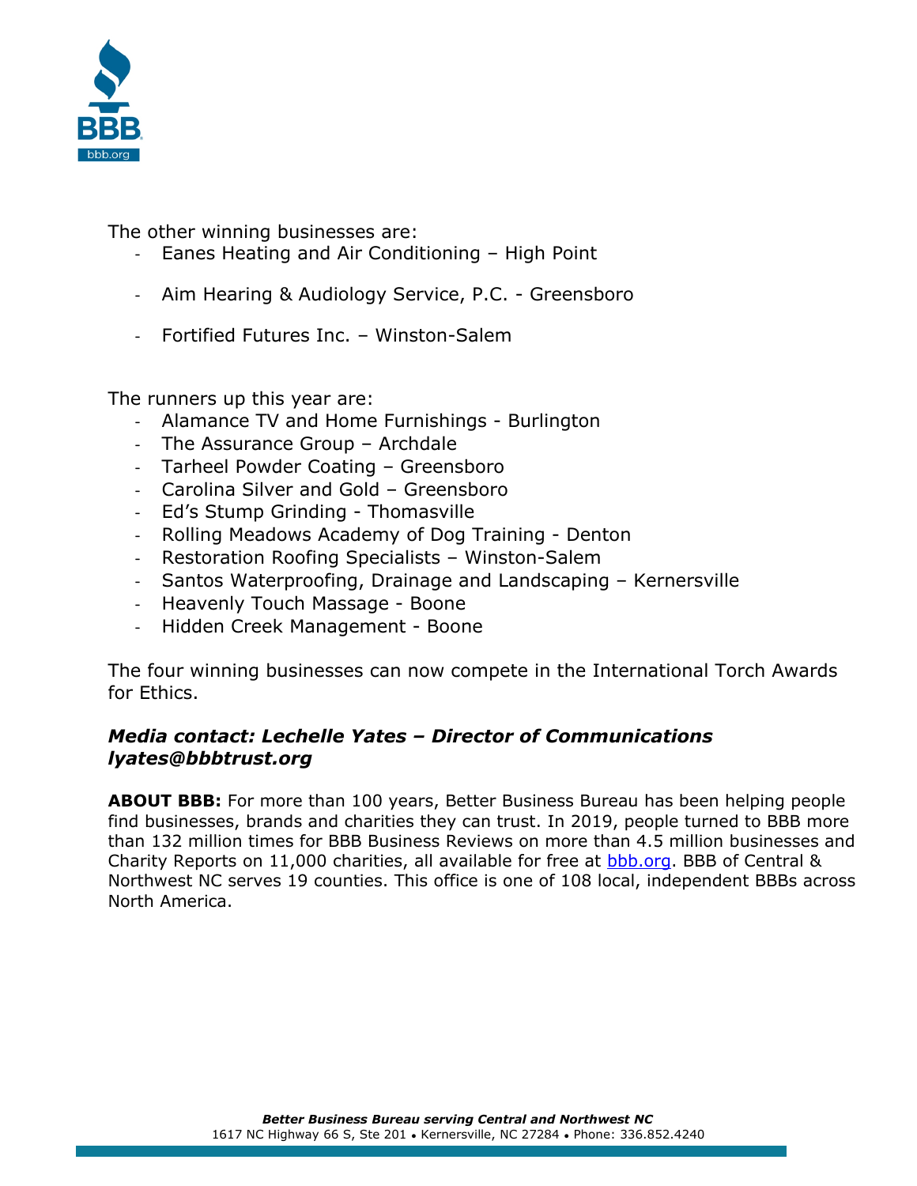The other winning businesses are:

- Eanes Heating and Air Conditioning – High Point

- Aim Hearing & Audiology Service, P.C. - Greensboro

- Fortified Futures Inc. – Winston-Salem

The runners up this year are:

- Alamance TV and Home Furnishings - Burlington
- The Assurance Group – Archdale
- Tarheel Powder Coating – Greensboro
- Carolina Silver and Gold – Greensboro
- Ed's Stump Grinding - Thomasville
- Rolling Meadows Academy of Dog Training - Denton
- Restoration Roofing Specialists – Winston-Salem
- Santos Waterproofing, Drainage and Landscaping – Kernersville
- Heavenly Touch Massage - Boone
- Hidden Creek Management - Boone

The four winning businesses can now compete in the International Torch Awards for Ethics.

***Media contact: Lechelle Yates – Director of Communications***
***lyates@bbbtrust.org***

**ABOUT BBB:** For more than 100 years, Better Business Bureau has been helping people find businesses, brands and charities they can trust. In 2019, people turned to BBB more than 132 million times for BBB Business Reviews on more than 4.5 million businesses and Charity Reports on 11,000 charities, all available for free at bbb.org. BBB of Central & Northwest NC serves 19 counties. This office is one of 108 local, independent BBBs across North America.

***Better Business Bureau serving Central and Northwest NC***
1617 NC Highway 66 S, Ste 201 • Kernersville, NC 27284 • Phone: 336.852.4240